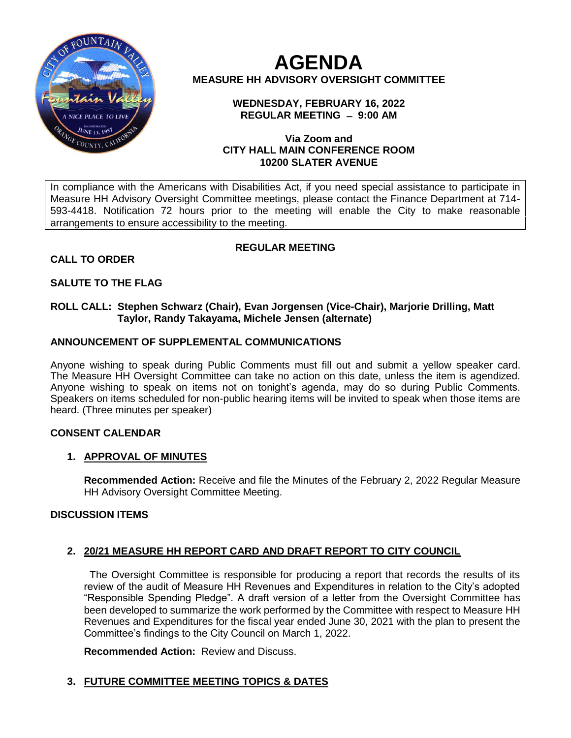# AGENDA

**MEASURE HH ADVISORY OVERSIGHT COMMITTEE**

**WEDNESDAY, FEBRUARY 16, 2022**
**REGULAR MEETING – 9:00 AM**

**Via Zoom and**
**CITY HALL MAIN CONFERENCE ROOM**
**10200 SLATER AVENUE**

In compliance with the Americans with Disabilities Act, if you need special assistance to participate in Measure HH Advisory Oversight Committee meetings, please contact the Finance Department at 714-593-4418. Notification 72 hours prior to the meeting will enable the City to make reasonable arrangements to ensure accessibility to the meeting.

**REGULAR MEETING**

**CALL TO ORDER**

**SALUTE TO THE FLAG**

**ROLL CALL: Stephen Schwarz (Chair), Evan Jorgensen (Vice-Chair), Marjorie Drilling, Matt Taylor, Randy Takayama, Michele Jensen (alternate)**

**ANNOUNCEMENT OF SUPPLEMENTAL COMMUNICATIONS**

Anyone wishing to speak during Public Comments must fill out and submit a yellow speaker card. The Measure HH Oversight Committee can take no action on this date, unless the item is agendized. Anyone wishing to speak on items not on tonight's agenda, may do so during Public Comments. Speakers on items scheduled for non-public hearing items will be invited to speak when those items are heard. (Three minutes per speaker)

**CONSENT CALENDAR**

1. **APPROVAL OF MINUTES**

   **Recommended Action:** Receive and file the Minutes of the February 2, 2022 Regular Measure HH Advisory Oversight Committee Meeting.

**DISCUSSION ITEMS**

2. **20/21 MEASURE HH REPORT CARD AND DRAFT REPORT TO CITY COUNCIL**

   The Oversight Committee is responsible for producing a report that records the results of its review of the audit of Measure HH Revenues and Expenditures in relation to the City's adopted "Responsible Spending Pledge". A draft version of a letter from the Oversight Committee has been developed to summarize the work performed by the Committee with respect to Measure HH Revenues and Expenditures for the fiscal year ended June 30, 2021 with the plan to present the Committee's findings to the City Council on March 1, 2022.

   **Recommended Action:** Review and Discuss.

3. **FUTURE COMMITTEE MEETING TOPICS & DATES**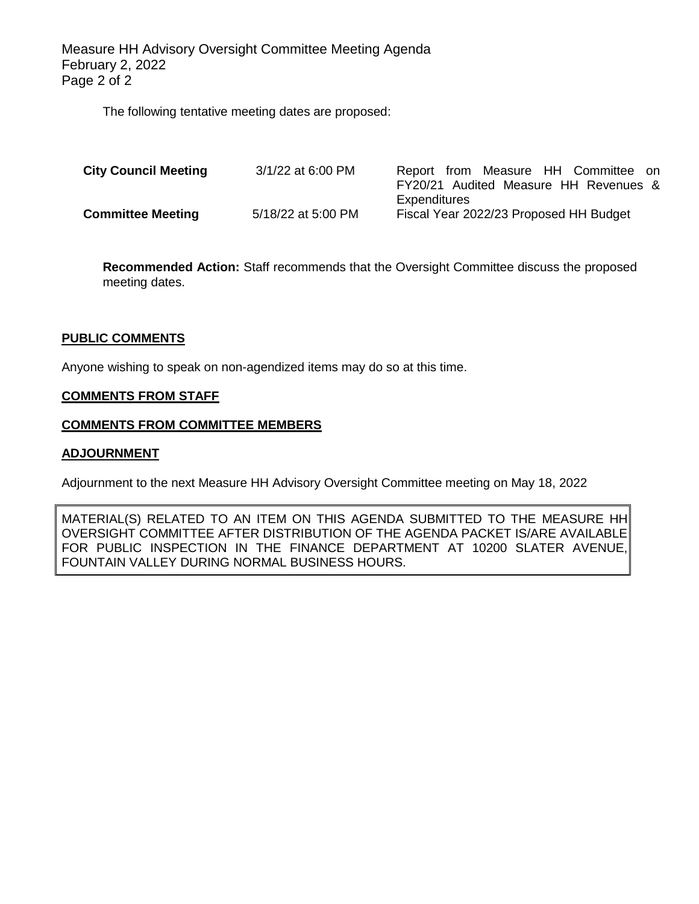The following tentative meeting dates are proposed:

| | | |
|---|---|---|
| **City Council Meeting** | 3/1/22 at 6:00 PM | Report from Measure HH Committee on FY20/21 Audited Measure HH Revenues & Expenditures |
| **Committee Meeting** | 5/18/22 at 5:00 PM | Fiscal Year 2022/23 Proposed HH Budget |

**Recommended Action:** Staff recommends that the Oversight Committee discuss the proposed meeting dates.

## PUBLIC COMMENTS

Anyone wishing to speak on non-agendized items may do so at this time.

## COMMENTS FROM STAFF

## COMMENTS FROM COMMITTEE MEMBERS

## ADJOURNMENT

Adjournment to the next Measure HH Advisory Oversight Committee meeting on May 18, 2022

MATERIAL(S) RELATED TO AN ITEM ON THIS AGENDA SUBMITTED TO THE MEASURE HH OVERSIGHT COMMITTEE AFTER DISTRIBUTION OF THE AGENDA PACKET IS/ARE AVAILABLE FOR PUBLIC INSPECTION IN THE FINANCE DEPARTMENT AT 10200 SLATER AVENUE, FOUNTAIN VALLEY DURING NORMAL BUSINESS HOURS.